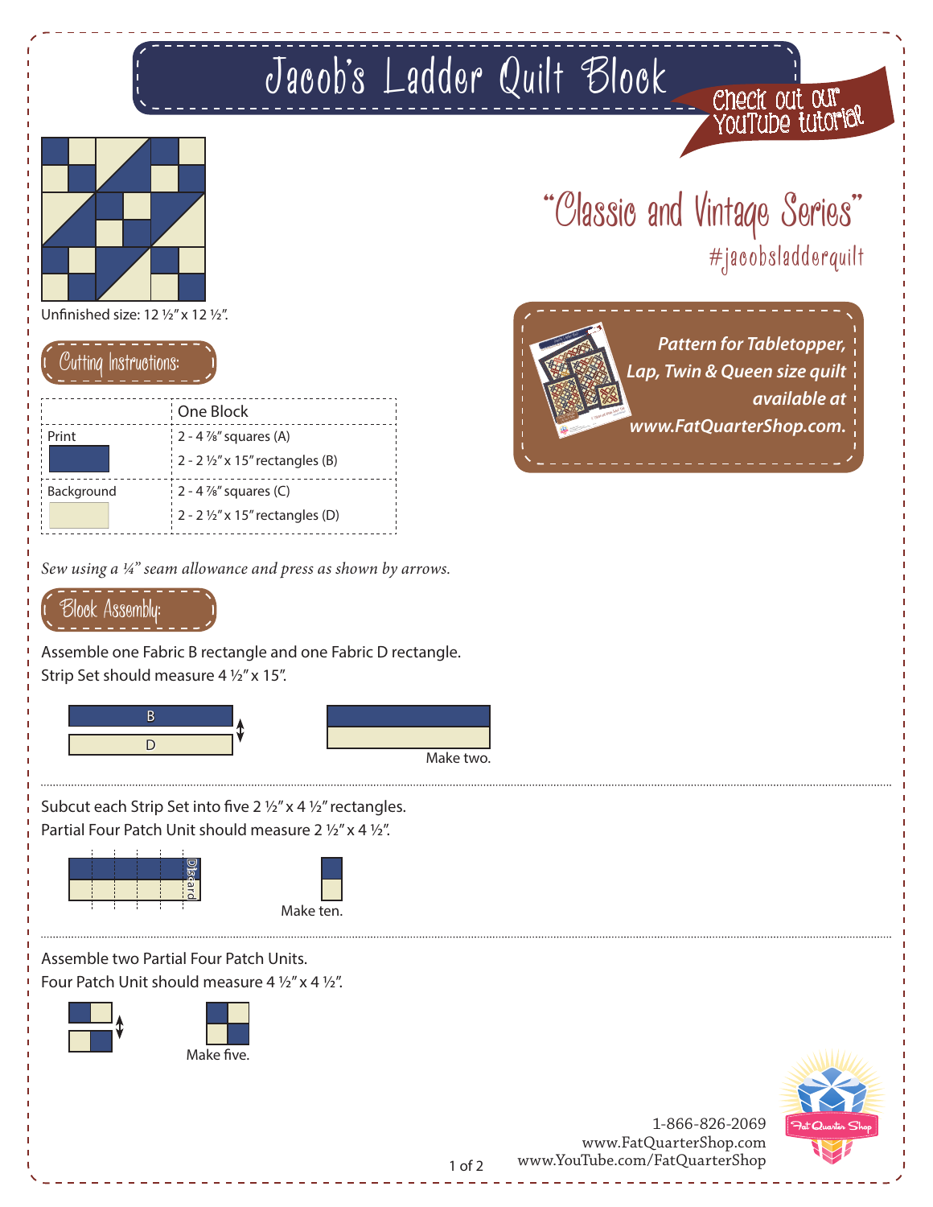# Jacob's Ladder Quilt Block

Check out our YouTube tutorial

## "Classic and Vintage Series"

#jacobsladderquilt

Unfinished size: 12 ½" x 12 ½".

***Pattern for Tabletopper, Lap, Twin & Queen size quilt available at www.FatQuarterShop.com.***

## Cutting Instructions:

| | One Block |
|---|---|
| Print | 2 - 4 ⅞" squares (A)<br>2 - 2 ½" x 15" rectangles (B) |
| Background | 2 - 4 ⅞" squares (C)<br>2 - 2 ½" x 15" rectangles (D) |

*Sew using a ¼" seam allowance and press as shown by arrows.*

## Block Assembly:

Assemble one Fabric B rectangle and one Fabric D rectangle.
Strip Set should measure 4 ½" x 15".

B

D

Make two.

Subcut each Strip Set into five 2 ½" x 4 ½" rectangles.
Partial Four Patch Unit should measure 2 ½" x 4 ½".

Discard

Make ten.

Assemble two Partial Four Patch Units.
Four Patch Unit should measure 4 ½" x 4 ½".

Make five.

1-866-826-2069
www.FatQuarterShop.com
www.YouTube.com/FatQuarterShop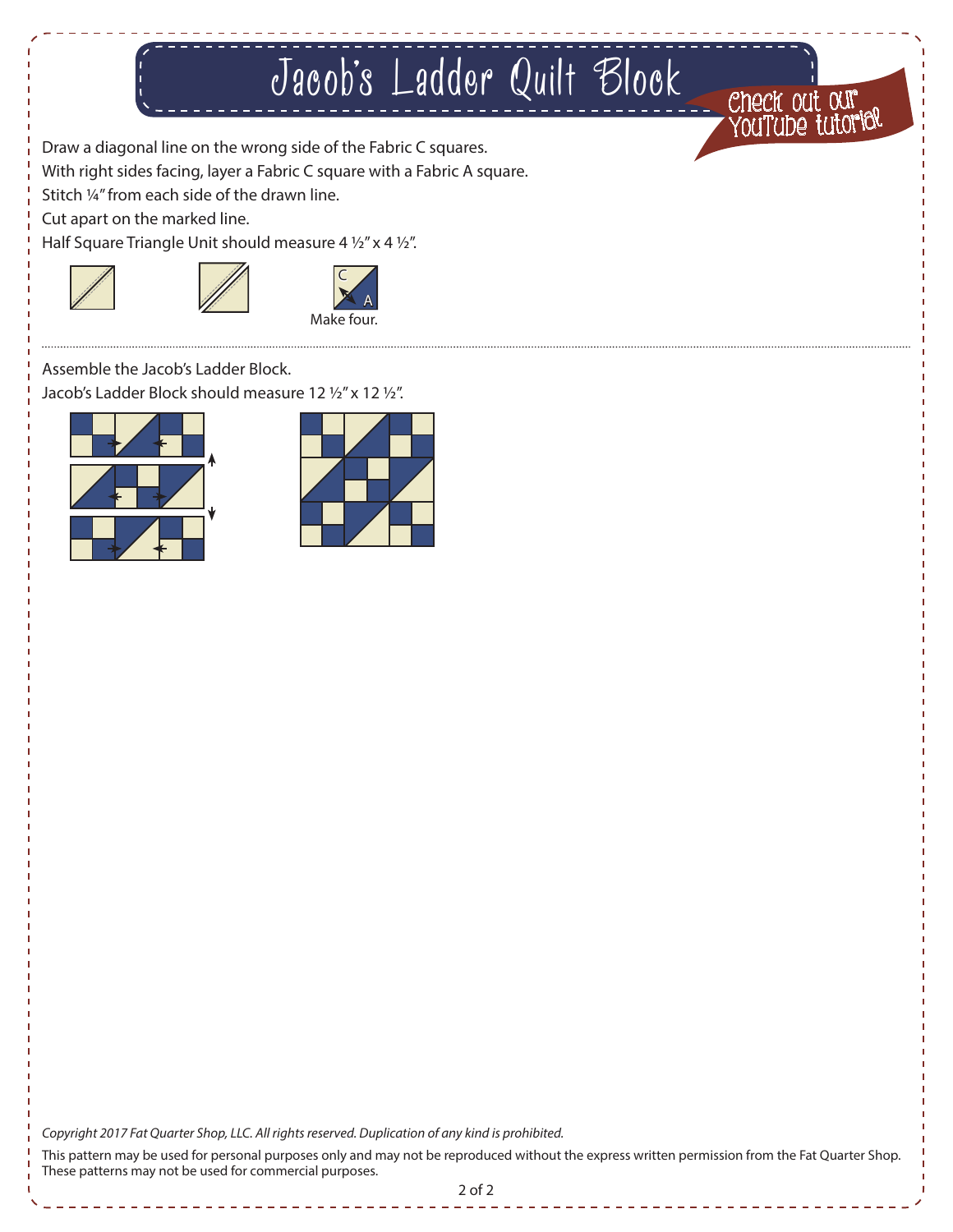# Jacob's Ladder Quilt Block

Check out our YouTube tutorial

Draw a diagonal line on the wrong side of the Fabric C squares.

With right sides facing, layer a Fabric C square with a Fabric A square.

Stitch ¼" from each side of the drawn line.

Cut apart on the marked line.

Half Square Triangle Unit should measure 4 ½" x 4 ½".

C

A

Make four.

Assemble the Jacob's Ladder Block.

Jacob's Ladder Block should measure 12 ½" x 12 ½".

*Copyright 2017 Fat Quarter Shop, LLC. All rights reserved. Duplication of any kind is prohibited.*

This pattern may be used for personal purposes only and may not be reproduced without the express written permission from the Fat Quarter Shop. These patterns may not be used for commercial purposes.